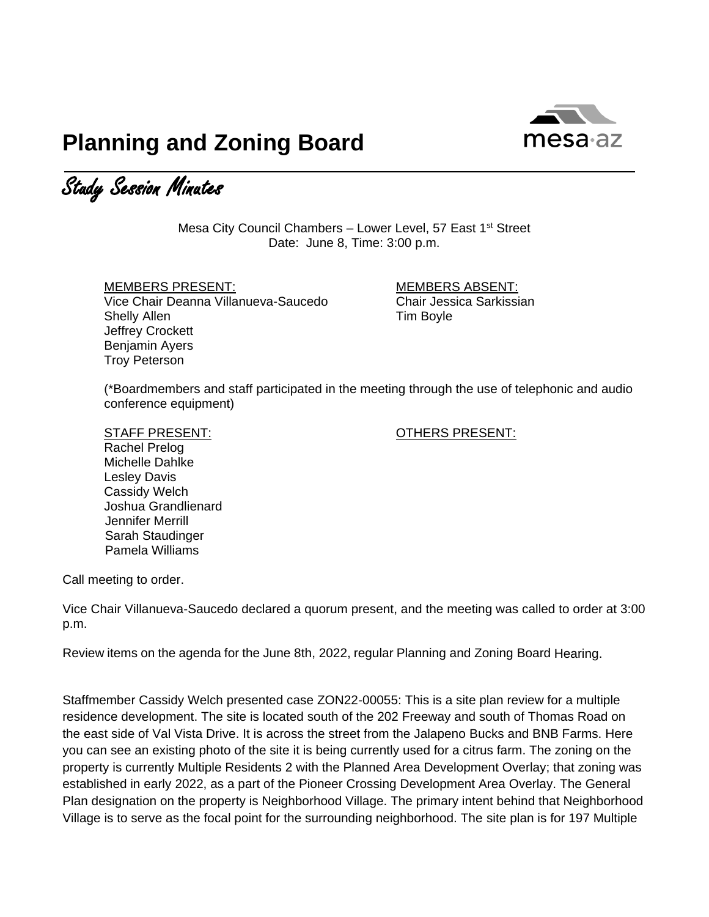# Planning and Zoning Board

*Study Session Minutes*

Mesa City Council Chambers – Lower Level, 57 East 1st Street
Date: June 8, Time: 3:00 p.m.

MEMBERS PRESENT:
Vice Chair Deanna Villanueva-Saucedo
Shelly Allen
Jeffrey Crockett
Benjamin Ayers
Troy Peterson

MEMBERS ABSENT:
Chair Jessica Sarkissian
Tim Boyle

(*Boardmembers and staff participated in the meeting through the use of telephonic and audio conference equipment)

STAFF PRESENT:
Rachel Prelog
Michelle Dahlke
Lesley Davis
Cassidy Welch
Joshua Grandlienard
Jennifer Merrill
Sarah Staudinger
Pamela Williams

OTHERS PRESENT:

Call meeting to order.

Vice Chair Villanueva-Saucedo declared a quorum present, and the meeting was called to order at 3:00 p.m.

Review items on the agenda for the June 8th, 2022, regular Planning and Zoning Board Hearing.

Staffmember Cassidy Welch presented case ZON22-00055: This is a site plan review for a multiple residence development. The site is located south of the 202 Freeway and south of Thomas Road on the east side of Val Vista Drive. It is across the street from the Jalapeno Bucks and BNB Farms. Here you can see an existing photo of the site it is being currently used for a citrus farm. The zoning on the property is currently Multiple Residents 2 with the Planned Area Development Overlay; that zoning was established in early 2022, as a part of the Pioneer Crossing Development Area Overlay. The General Plan designation on the property is Neighborhood Village. The primary intent behind that Neighborhood Village is to serve as the focal point for the surrounding neighborhood. The site plan is for 197 Multiple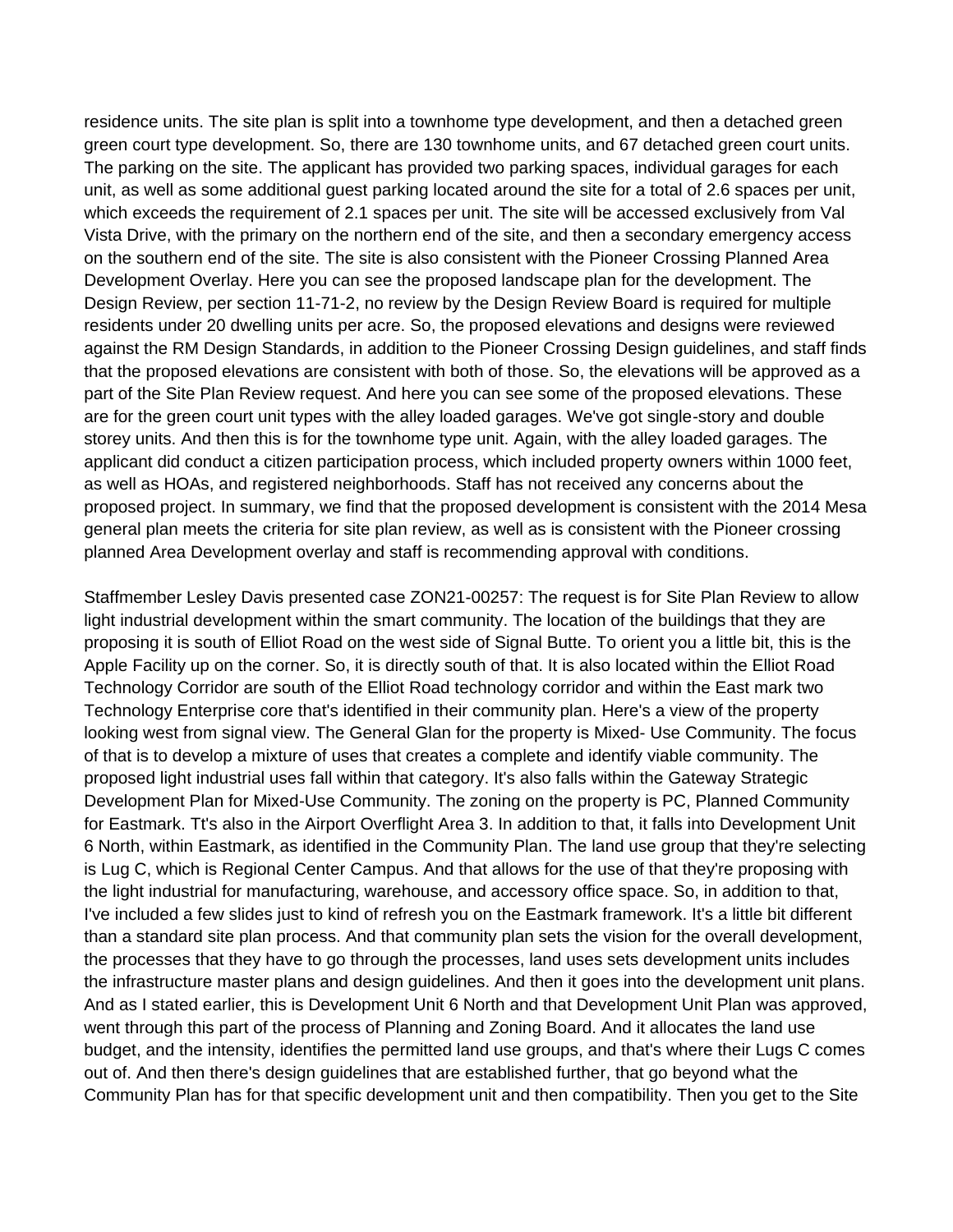residence units. The site plan is split into a townhome type development, and then a detached green green court type development. So, there are 130 townhome units, and 67 detached green court units. The parking on the site. The applicant has provided two parking spaces, individual garages for each unit, as well as some additional guest parking located around the site for a total of 2.6 spaces per unit, which exceeds the requirement of 2.1 spaces per unit. The site will be accessed exclusively from Val Vista Drive, with the primary on the northern end of the site, and then a secondary emergency access on the southern end of the site. The site is also consistent with the Pioneer Crossing Planned Area Development Overlay. Here you can see the proposed landscape plan for the development. The Design Review, per section 11-71-2, no review by the Design Review Board is required for multiple residents under 20 dwelling units per acre. So, the proposed elevations and designs were reviewed against the RM Design Standards, in addition to the Pioneer Crossing Design guidelines, and staff finds that the proposed elevations are consistent with both of those. So, the elevations will be approved as a part of the Site Plan Review request. And here you can see some of the proposed elevations. These are for the green court unit types with the alley loaded garages. We've got single-story and double storey units. And then this is for the townhome type unit. Again, with the alley loaded garages. The applicant did conduct a citizen participation process, which included property owners within 1000 feet, as well as HOAs, and registered neighborhoods. Staff has not received any concerns about the proposed project. In summary, we find that the proposed development is consistent with the 2014 Mesa general plan meets the criteria for site plan review, as well as is consistent with the Pioneer crossing planned Area Development overlay and staff is recommending approval with conditions.

Staffmember Lesley Davis presented case ZON21-00257: The request is for Site Plan Review to allow light industrial development within the smart community. The location of the buildings that they are proposing it is south of Elliot Road on the west side of Signal Butte. To orient you a little bit, this is the Apple Facility up on the corner. So, it is directly south of that. It is also located within the Elliot Road Technology Corridor are south of the Elliot Road technology corridor and within the East mark two Technology Enterprise core that's identified in their community plan. Here's a view of the property looking west from signal view. The General Glan for the property is Mixed- Use Community. The focus of that is to develop a mixture of uses that creates a complete and identify viable community. The proposed light industrial uses fall within that category. It's also falls within the Gateway Strategic Development Plan for Mixed-Use Community. The zoning on the property is PC, Planned Community for Eastmark. Tt's also in the Airport Overflight Area 3. In addition to that, it falls into Development Unit 6 North, within Eastmark, as identified in the Community Plan. The land use group that they're selecting is Lug C, which is Regional Center Campus. And that allows for the use of that they're proposing with the light industrial for manufacturing, warehouse, and accessory office space. So, in addition to that, I've included a few slides just to kind of refresh you on the Eastmark framework. It's a little bit different than a standard site plan process. And that community plan sets the vision for the overall development, the processes that they have to go through the processes, land uses sets development units includes the infrastructure master plans and design guidelines. And then it goes into the development unit plans. And as I stated earlier, this is Development Unit 6 North and that Development Unit Plan was approved, went through this part of the process of Planning and Zoning Board. And it allocates the land use budget, and the intensity, identifies the permitted land use groups, and that's where their Lugs C comes out of. And then there's design guidelines that are established further, that go beyond what the Community Plan has for that specific development unit and then compatibility. Then you get to the Site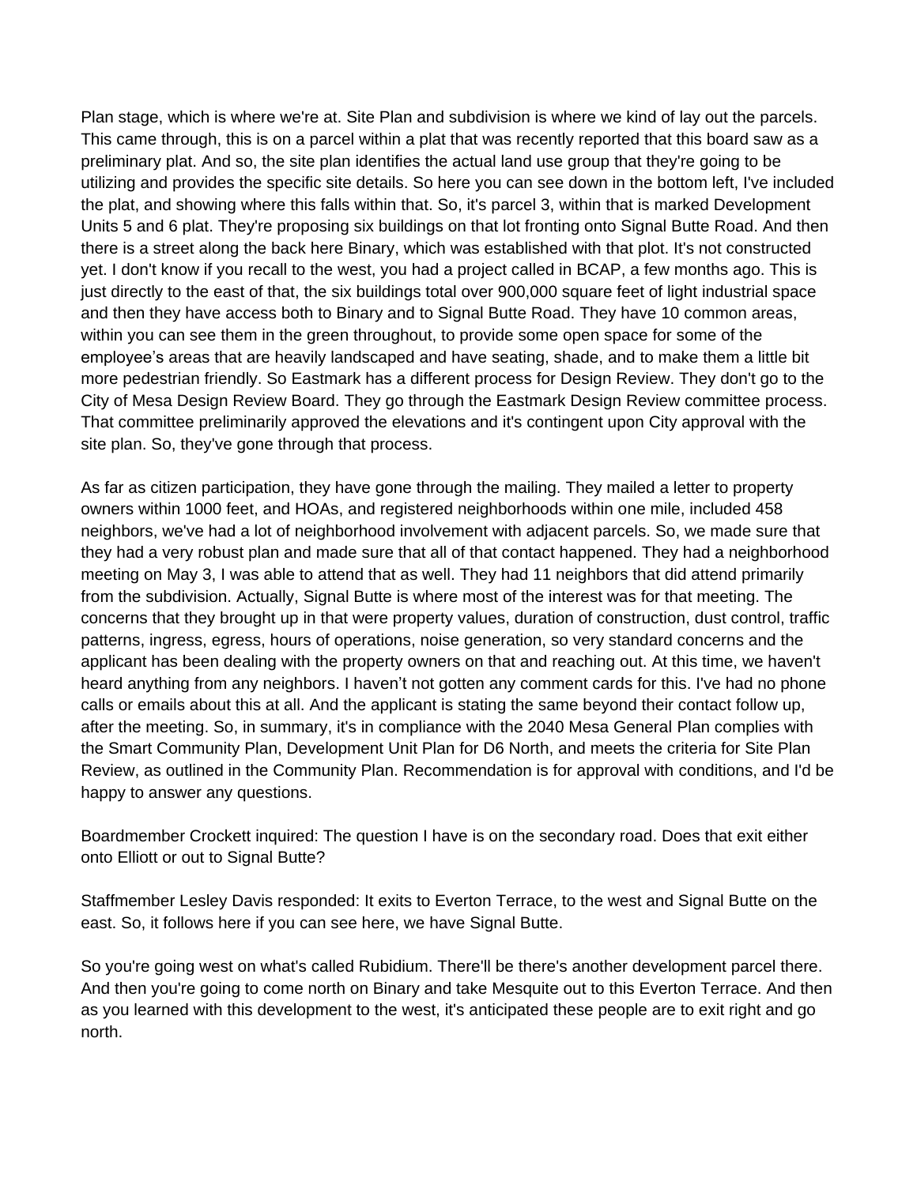Plan stage, which is where we're at. Site Plan and subdivision is where we kind of lay out the parcels. This came through, this is on a parcel within a plat that was recently reported that this board saw as a preliminary plat. And so, the site plan identifies the actual land use group that they're going to be utilizing and provides the specific site details. So here you can see down in the bottom left, I've included the plat, and showing where this falls within that. So, it's parcel 3, within that is marked Development Units 5 and 6 plat. They're proposing six buildings on that lot fronting onto Signal Butte Road. And then there is a street along the back here Binary, which was established with that plot. It's not constructed yet. I don't know if you recall to the west, you had a project called in BCAP, a few months ago. This is just directly to the east of that, the six buildings total over 900,000 square feet of light industrial space and then they have access both to Binary and to Signal Butte Road. They have 10 common areas, within you can see them in the green throughout, to provide some open space for some of the employee's areas that are heavily landscaped and have seating, shade, and to make them a little bit more pedestrian friendly. So Eastmark has a different process for Design Review. They don't go to the City of Mesa Design Review Board. They go through the Eastmark Design Review committee process. That committee preliminarily approved the elevations and it's contingent upon City approval with the site plan. So, they've gone through that process.

As far as citizen participation, they have gone through the mailing. They mailed a letter to property owners within 1000 feet, and HOAs, and registered neighborhoods within one mile, included 458 neighbors, we've had a lot of neighborhood involvement with adjacent parcels. So, we made sure that they had a very robust plan and made sure that all of that contact happened. They had a neighborhood meeting on May 3, I was able to attend that as well. They had 11 neighbors that did attend primarily from the subdivision. Actually, Signal Butte is where most of the interest was for that meeting. The concerns that they brought up in that were property values, duration of construction, dust control, traffic patterns, ingress, egress, hours of operations, noise generation, so very standard concerns and the applicant has been dealing with the property owners on that and reaching out. At this time, we haven't heard anything from any neighbors. I haven't not gotten any comment cards for this. I've had no phone calls or emails about this at all. And the applicant is stating the same beyond their contact follow up, after the meeting. So, in summary, it's in compliance with the 2040 Mesa General Plan complies with the Smart Community Plan, Development Unit Plan for D6 North, and meets the criteria for Site Plan Review, as outlined in the Community Plan. Recommendation is for approval with conditions, and I'd be happy to answer any questions.

Boardmember Crockett inquired: The question I have is on the secondary road. Does that exit either onto Elliott or out to Signal Butte?

Staffmember Lesley Davis responded: It exits to Everton Terrace, to the west and Signal Butte on the east. So, it follows here if you can see here, we have Signal Butte.

So you're going west on what's called Rubidium. There'll be there's another development parcel there. And then you're going to come north on Binary and take Mesquite out to this Everton Terrace. And then as you learned with this development to the west, it's anticipated these people are to exit right and go north.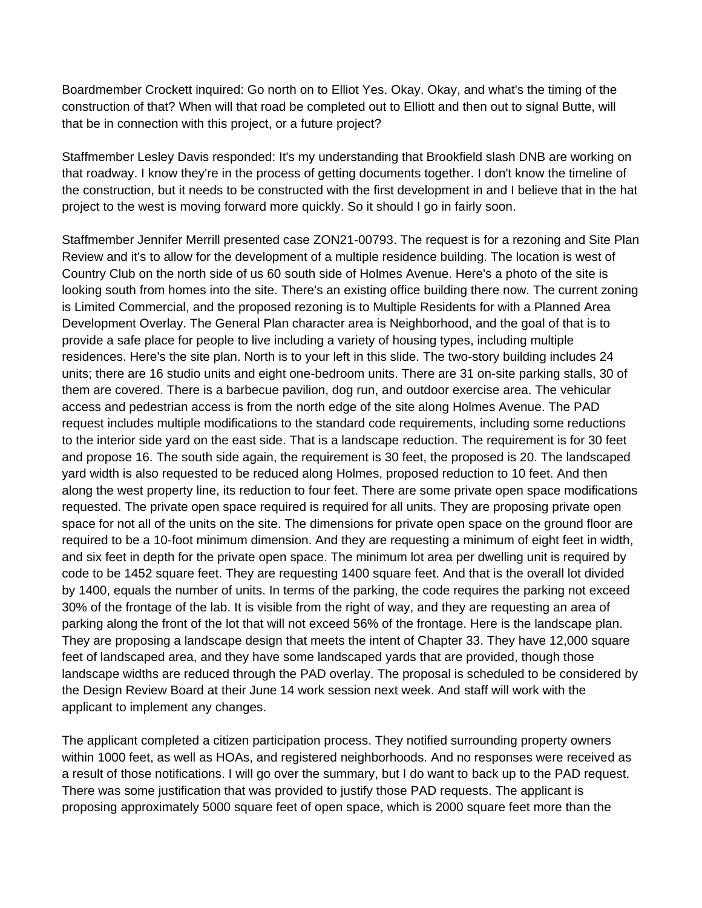Boardmember Crockett inquired: Go north on to Elliot Yes. Okay. Okay, and what's the timing of the construction of that? When will that road be completed out to Elliott and then out to signal Butte, will that be in connection with this project, or a future project?

Staffmember Lesley Davis responded: It's my understanding that Brookfield slash DNB are working on that roadway. I know they're in the process of getting documents together. I don't know the timeline of the construction, but it needs to be constructed with the first development in and I believe that in the hat project to the west is moving forward more quickly. So it should I go in fairly soon.

Staffmember Jennifer Merrill presented case ZON21-00793. The request is for a rezoning and Site Plan Review and it's to allow for the development of a multiple residence building. The location is west of Country Club on the north side of us 60 south side of Holmes Avenue. Here's a photo of the site is looking south from homes into the site. There's an existing office building there now. The current zoning is Limited Commercial, and the proposed rezoning is to Multiple Residents for with a Planned Area Development Overlay. The General Plan character area is Neighborhood, and the goal of that is to provide a safe place for people to live including a variety of housing types, including multiple residences. Here's the site plan. North is to your left in this slide. The two-story building includes 24 units; there are 16 studio units and eight one-bedroom units. There are 31 on-site parking stalls, 30 of them are covered. There is a barbecue pavilion, dog run, and outdoor exercise area. The vehicular access and pedestrian access is from the north edge of the site along Holmes Avenue. The PAD request includes multiple modifications to the standard code requirements, including some reductions to the interior side yard on the east side. That is a landscape reduction. The requirement is for 30 feet and propose 16. The south side again, the requirement is 30 feet, the proposed is 20. The landscaped yard width is also requested to be reduced along Holmes, proposed reduction to 10 feet. And then along the west property line, its reduction to four feet. There are some private open space modifications requested. The private open space required is required for all units. They are proposing private open space for not all of the units on the site. The dimensions for private open space on the ground floor are required to be a 10-foot minimum dimension. And they are requesting a minimum of eight feet in width, and six feet in depth for the private open space. The minimum lot area per dwelling unit is required by code to be 1452 square feet. They are requesting 1400 square feet. And that is the overall lot divided by 1400, equals the number of units. In terms of the parking, the code requires the parking not exceed 30% of the frontage of the lab. It is visible from the right of way, and they are requesting an area of parking along the front of the lot that will not exceed 56% of the frontage. Here is the landscape plan. They are proposing a landscape design that meets the intent of Chapter 33. They have 12,000 square feet of landscaped area, and they have some landscaped yards that are provided, though those landscape widths are reduced through the PAD overlay. The proposal is scheduled to be considered by the Design Review Board at their June 14 work session next week. And staff will work with the applicant to implement any changes.

The applicant completed a citizen participation process. They notified surrounding property owners within 1000 feet, as well as HOAs, and registered neighborhoods. And no responses were received as a result of those notifications. I will go over the summary, but I do want to back up to the PAD request. There was some justification that was provided to justify those PAD requests. The applicant is proposing approximately 5000 square feet of open space, which is 2000 square feet more than the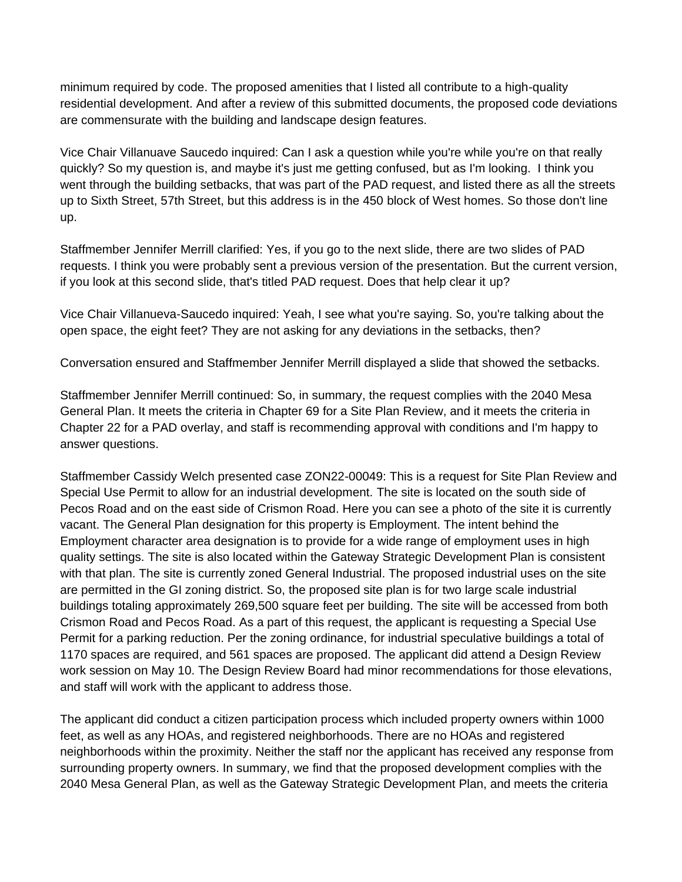minimum required by code. The proposed amenities that I listed all contribute to a high-quality residential development. And after a review of this submitted documents, the proposed code deviations are commensurate with the building and landscape design features.

Vice Chair Villanuave Saucedo inquired: Can I ask a question while you're while you're on that really quickly? So my question is, and maybe it's just me getting confused, but as I'm looking. I think you went through the building setbacks, that was part of the PAD request, and listed there as all the streets up to Sixth Street, 57th Street, but this address is in the 450 block of West homes. So those don't line up.

Staffmember Jennifer Merrill clarified: Yes, if you go to the next slide, there are two slides of PAD requests. I think you were probably sent a previous version of the presentation. But the current version, if you look at this second slide, that's titled PAD request. Does that help clear it up?

Vice Chair Villanueva-Saucedo inquired: Yeah, I see what you're saying. So, you're talking about the open space, the eight feet? They are not asking for any deviations in the setbacks, then?

Conversation ensured and Staffmember Jennifer Merrill displayed a slide that showed the setbacks.

Staffmember Jennifer Merrill continued: So, in summary, the request complies with the 2040 Mesa General Plan. It meets the criteria in Chapter 69 for a Site Plan Review, and it meets the criteria in Chapter 22 for a PAD overlay, and staff is recommending approval with conditions and I'm happy to answer questions.

Staffmember Cassidy Welch presented case ZON22-00049: This is a request for Site Plan Review and Special Use Permit to allow for an industrial development. The site is located on the south side of Pecos Road and on the east side of Crismon Road. Here you can see a photo of the site it is currently vacant. The General Plan designation for this property is Employment. The intent behind the Employment character area designation is to provide for a wide range of employment uses in high quality settings. The site is also located within the Gateway Strategic Development Plan is consistent with that plan. The site is currently zoned General Industrial. The proposed industrial uses on the site are permitted in the GI zoning district. So, the proposed site plan is for two large scale industrial buildings totaling approximately 269,500 square feet per building. The site will be accessed from both Crismon Road and Pecos Road. As a part of this request, the applicant is requesting a Special Use Permit for a parking reduction. Per the zoning ordinance, for industrial speculative buildings a total of 1170 spaces are required, and 561 spaces are proposed. The applicant did attend a Design Review work session on May 10. The Design Review Board had minor recommendations for those elevations, and staff will work with the applicant to address those.

The applicant did conduct a citizen participation process which included property owners within 1000 feet, as well as any HOAs, and registered neighborhoods. There are no HOAs and registered neighborhoods within the proximity. Neither the staff nor the applicant has received any response from surrounding property owners. In summary, we find that the proposed development complies with the 2040 Mesa General Plan, as well as the Gateway Strategic Development Plan, and meets the criteria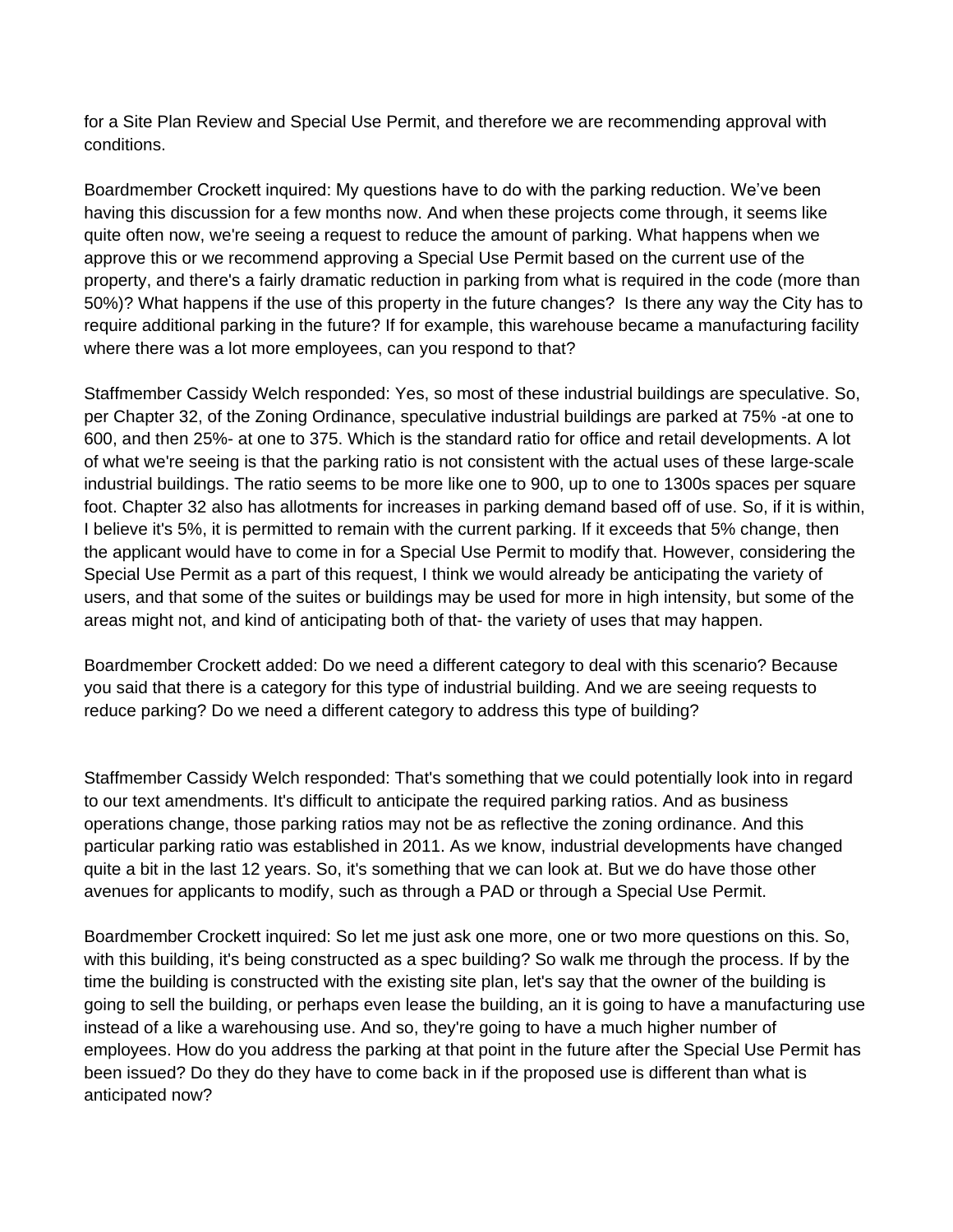for a Site Plan Review and Special Use Permit, and therefore we are recommending approval with conditions.

Boardmember Crockett inquired: My questions have to do with the parking reduction. We've been having this discussion for a few months now. And when these projects come through, it seems like quite often now, we're seeing a request to reduce the amount of parking. What happens when we approve this or we recommend approving a Special Use Permit based on the current use of the property, and there's a fairly dramatic reduction in parking from what is required in the code (more than 50%)? What happens if the use of this property in the future changes? Is there any way the City has to require additional parking in the future? If for example, this warehouse became a manufacturing facility where there was a lot more employees, can you respond to that?

Staffmember Cassidy Welch responded: Yes, so most of these industrial buildings are speculative. So, per Chapter 32, of the Zoning Ordinance, speculative industrial buildings are parked at 75% -at one to 600, and then 25%- at one to 375. Which is the standard ratio for office and retail developments. A lot of what we're seeing is that the parking ratio is not consistent with the actual uses of these large-scale industrial buildings. The ratio seems to be more like one to 900, up to one to 1300s spaces per square foot. Chapter 32 also has allotments for increases in parking demand based off of use. So, if it is within, I believe it's 5%, it is permitted to remain with the current parking. If it exceeds that 5% change, then the applicant would have to come in for a Special Use Permit to modify that. However, considering the Special Use Permit as a part of this request, I think we would already be anticipating the variety of users, and that some of the suites or buildings may be used for more in high intensity, but some of the areas might not, and kind of anticipating both of that- the variety of uses that may happen.

Boardmember Crockett added: Do we need a different category to deal with this scenario? Because you said that there is a category for this type of industrial building. And we are seeing requests to reduce parking? Do we need a different category to address this type of building?

Staffmember Cassidy Welch responded: That's something that we could potentially look into in regard to our text amendments. It's difficult to anticipate the required parking ratios. And as business operations change, those parking ratios may not be as reflective the zoning ordinance. And this particular parking ratio was established in 2011. As we know, industrial developments have changed quite a bit in the last 12 years. So, it's something that we can look at. But we do have those other avenues for applicants to modify, such as through a PAD or through a Special Use Permit.

Boardmember Crockett inquired: So let me just ask one more, one or two more questions on this. So, with this building, it's being constructed as a spec building? So walk me through the process. If by the time the building is constructed with the existing site plan, let's say that the owner of the building is going to sell the building, or perhaps even lease the building, an it is going to have a manufacturing use instead of a like a warehousing use. And so, they're going to have a much higher number of employees. How do you address the parking at that point in the future after the Special Use Permit has been issued? Do they do they have to come back in if the proposed use is different than what is anticipated now?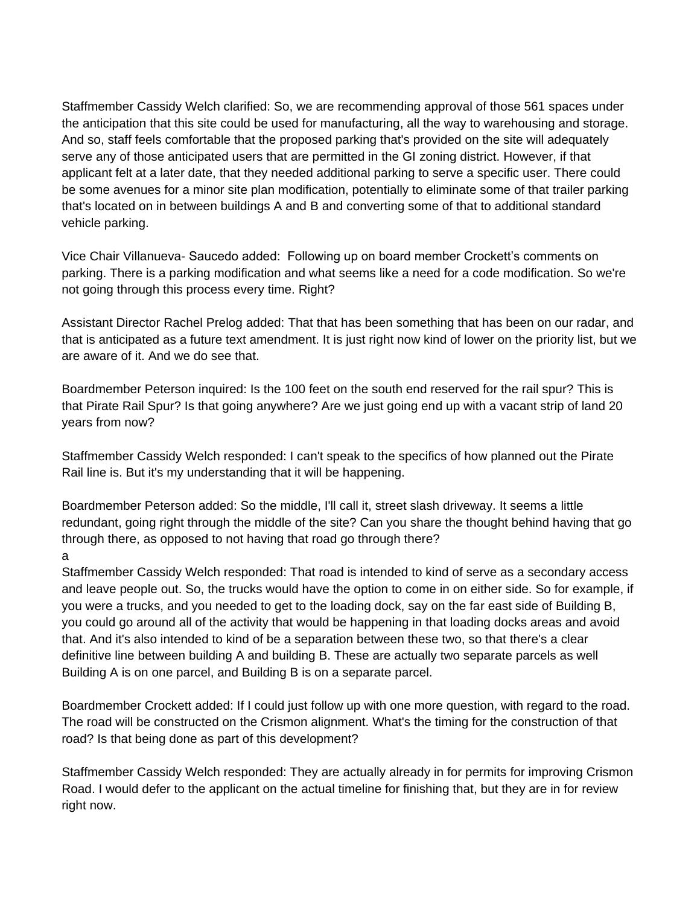Staffmember Cassidy Welch clarified: So, we are recommending approval of those 561 spaces under the anticipation that this site could be used for manufacturing, all the way to warehousing and storage. And so, staff feels comfortable that the proposed parking that's provided on the site will adequately serve any of those anticipated users that are permitted in the GI zoning district. However, if that applicant felt at a later date, that they needed additional parking to serve a specific user. There could be some avenues for a minor site plan modification, potentially to eliminate some of that trailer parking that's located on in between buildings A and B and converting some of that to additional standard vehicle parking.

Vice Chair Villanueva- Saucedo added: Following up on board member Crockett's comments on parking. There is a parking modification and what seems like a need for a code modification. So we're not going through this process every time. Right?

Assistant Director Rachel Prelog added: That that has been something that has been on our radar, and that is anticipated as a future text amendment. It is just right now kind of lower on the priority list, but we are aware of it. And we do see that.

Boardmember Peterson inquired: Is the 100 feet on the south end reserved for the rail spur? This is that Pirate Rail Spur? Is that going anywhere? Are we just going end up with a vacant strip of land 20 years from now?

Staffmember Cassidy Welch responded: I can't speak to the specifics of how planned out the Pirate Rail line is. But it's my understanding that it will be happening.

Boardmember Peterson added: So the middle, I'll call it, street slash driveway. It seems a little redundant, going right through the middle of the site? Can you share the thought behind having that go through there, as opposed to not having that road go through there?
a
Staffmember Cassidy Welch responded: That road is intended to kind of serve as a secondary access and leave people out. So, the trucks would have the option to come in on either side. So for example, if you were a trucks, and you needed to get to the loading dock, say on the far east side of Building B, you could go around all of the activity that would be happening in that loading docks areas and avoid that. And it's also intended to kind of be a separation between these two, so that there's a clear definitive line between building A and building B. These are actually two separate parcels as well Building A is on one parcel, and Building B is on a separate parcel.

Boardmember Crockett added: If I could just follow up with one more question, with regard to the road. The road will be constructed on the Crismon alignment. What's the timing for the construction of that road? Is that being done as part of this development?

Staffmember Cassidy Welch responded: They are actually already in for permits for improving Crismon Road. I would defer to the applicant on the actual timeline for finishing that, but they are in for review right now.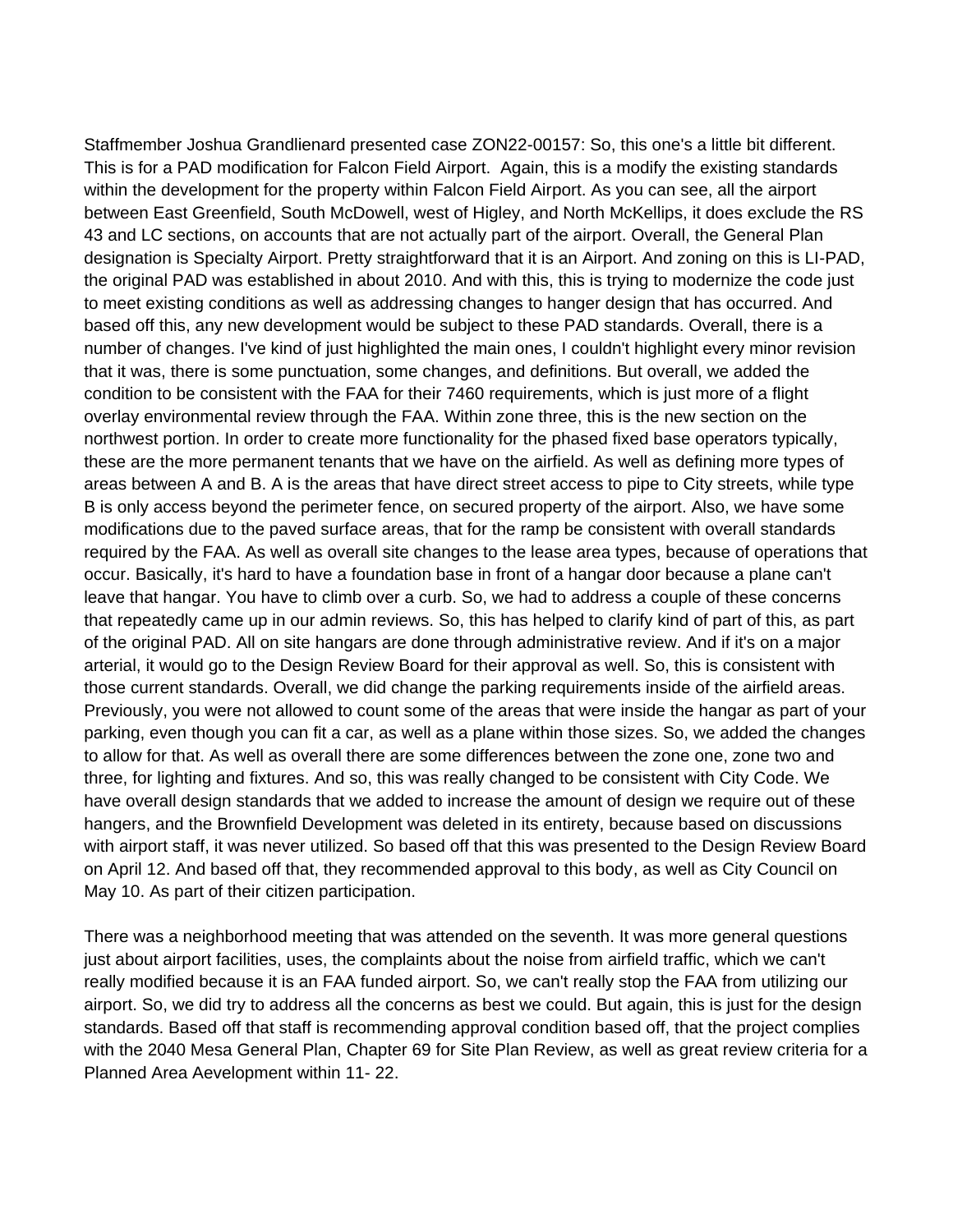Staffmember Joshua Grandlienard presented case ZON22-00157: So, this one's a little bit different. This is for a PAD modification for Falcon Field Airport.  Again, this is a modify the existing standards within the development for the property within Falcon Field Airport. As you can see, all the airport between East Greenfield, South McDowell, west of Higley, and North McKellips, it does exclude the RS 43 and LC sections, on accounts that are not actually part of the airport. Overall, the General Plan designation is Specialty Airport. Pretty straightforward that it is an Airport. And zoning on this is LI-PAD, the original PAD was established in about 2010. And with this, this is trying to modernize the code just to meet existing conditions as well as addressing changes to hanger design that has occurred. And based off this, any new development would be subject to these PAD standards. Overall, there is a number of changes. I've kind of just highlighted the main ones, I couldn't highlight every minor revision that it was, there is some punctuation, some changes, and definitions. But overall, we added the condition to be consistent with the FAA for their 7460 requirements, which is just more of a flight overlay environmental review through the FAA. Within zone three, this is the new section on the northwest portion. In order to create more functionality for the phased fixed base operators typically, these are the more permanent tenants that we have on the airfield. As well as defining more types of areas between A and B. A is the areas that have direct street access to pipe to City streets, while type B is only access beyond the perimeter fence, on secured property of the airport. Also, we have some modifications due to the paved surface areas, that for the ramp be consistent with overall standards required by the FAA. As well as overall site changes to the lease area types, because of operations that occur. Basically, it's hard to have a foundation base in front of a hangar door because a plane can't leave that hangar. You have to climb over a curb. So, we had to address a couple of these concerns that repeatedly came up in our admin reviews. So, this has helped to clarify kind of part of this, as part of the original PAD. All on site hangars are done through administrative review. And if it's on a major arterial, it would go to the Design Review Board for their approval as well. So, this is consistent with those current standards. Overall, we did change the parking requirements inside of the airfield areas. Previously, you were not allowed to count some of the areas that were inside the hangar as part of your parking, even though you can fit a car, as well as a plane within those sizes. So, we added the changes to allow for that. As well as overall there are some differences between the zone one, zone two and three, for lighting and fixtures. And so, this was really changed to be consistent with City Code. We have overall design standards that we added to increase the amount of design we require out of these hangers, and the Brownfield Development was deleted in its entirety, because based on discussions with airport staff, it was never utilized. So based off that this was presented to the Design Review Board on April 12. And based off that, they recommended approval to this body, as well as City Council on May 10. As part of their citizen participation.

There was a neighborhood meeting that was attended on the seventh. It was more general questions just about airport facilities, uses, the complaints about the noise from airfield traffic, which we can't really modified because it is an FAA funded airport. So, we can't really stop the FAA from utilizing our airport. So, we did try to address all the concerns as best we could. But again, this is just for the design standards. Based off that staff is recommending approval condition based off, that the project complies with the 2040 Mesa General Plan, Chapter 69 for Site Plan Review, as well as great review criteria for a Planned Area Aevelopment within 11- 22.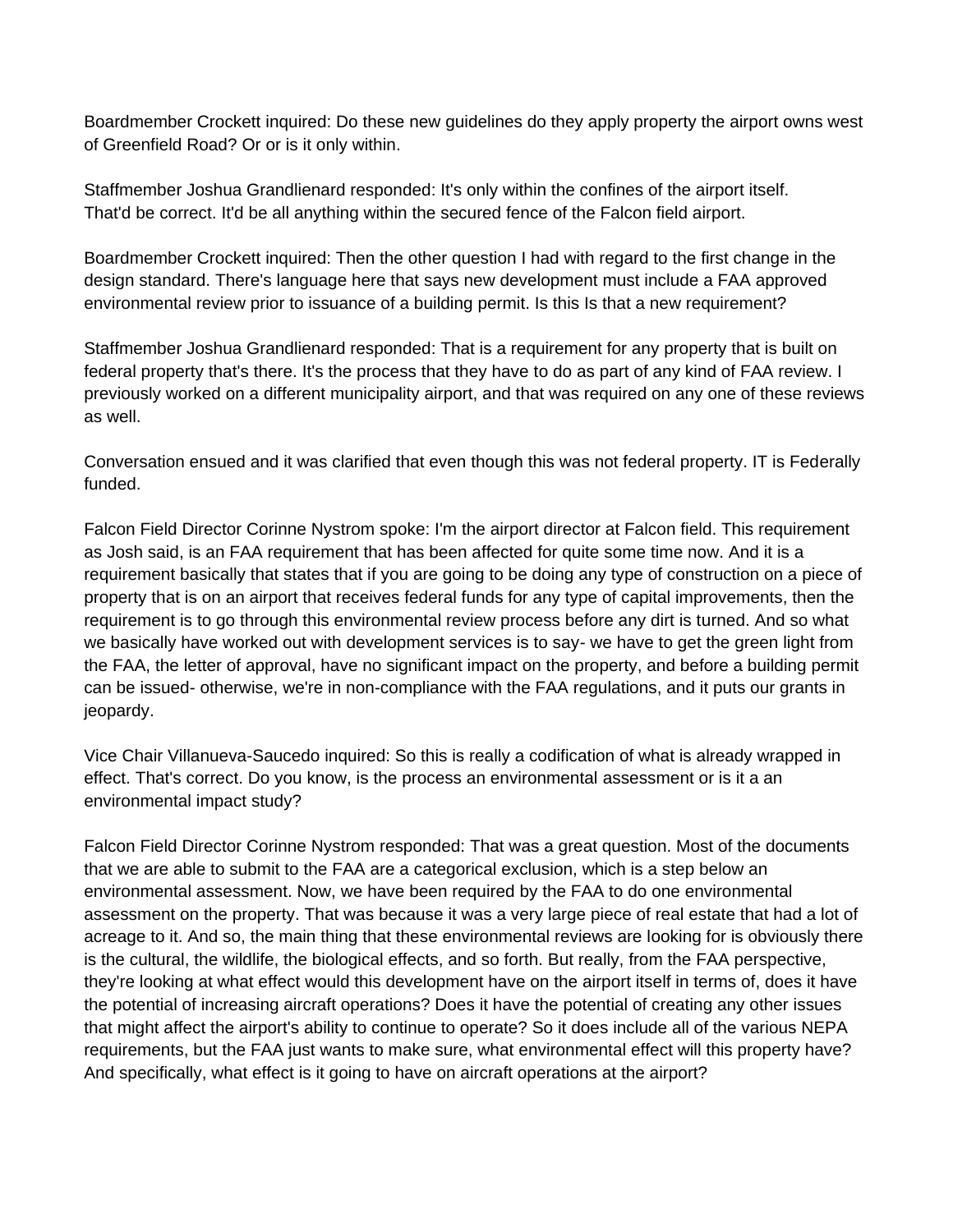Boardmember Crockett inquired: Do these new guidelines do they apply property the airport owns west of Greenfield Road? Or or is it only within.

Staffmember Joshua Grandlienard responded: It's only within the confines of the airport itself. That'd be correct. It'd be all anything within the secured fence of the Falcon field airport.

Boardmember Crockett inquired: Then the other question I had with regard to the first change in the design standard. There's language here that says new development must include a FAA approved environmental review prior to issuance of a building permit. Is this Is that a new requirement?

Staffmember Joshua Grandlienard responded: That is a requirement for any property that is built on federal property that's there. It's the process that they have to do as part of any kind of FAA review. I previously worked on a different municipality airport, and that was required on any one of these reviews as well.

Conversation ensued and it was clarified that even though this was not federal property. IT is Federally funded.

Falcon Field Director Corinne Nystrom spoke: I'm the airport director at Falcon field. This requirement as Josh said, is an FAA requirement that has been affected for quite some time now. And it is a requirement basically that states that if you are going to be doing any type of construction on a piece of property that is on an airport that receives federal funds for any type of capital improvements, then the requirement is to go through this environmental review process before any dirt is turned. And so what we basically have worked out with development services is to say- we have to get the green light from the FAA, the letter of approval, have no significant impact on the property, and before a building permit can be issued- otherwise, we're in non-compliance with the FAA regulations, and it puts our grants in jeopardy.

Vice Chair Villanueva-Saucedo inquired: So this is really a codification of what is already wrapped in effect. That's correct. Do you know, is the process an environmental assessment or is it a an environmental impact study?

Falcon Field Director Corinne Nystrom responded: That was a great question. Most of the documents that we are able to submit to the FAA are a categorical exclusion, which is a step below an environmental assessment. Now, we have been required by the FAA to do one environmental assessment on the property. That was because it was a very large piece of real estate that had a lot of acreage to it. And so, the main thing that these environmental reviews are looking for is obviously there is the cultural, the wildlife, the biological effects, and so forth. But really, from the FAA perspective, they're looking at what effect would this development have on the airport itself in terms of, does it have the potential of increasing aircraft operations? Does it have the potential of creating any other issues that might affect the airport's ability to continue to operate? So it does include all of the various NEPA requirements, but the FAA just wants to make sure, what environmental effect will this property have? And specifically, what effect is it going to have on aircraft operations at the airport?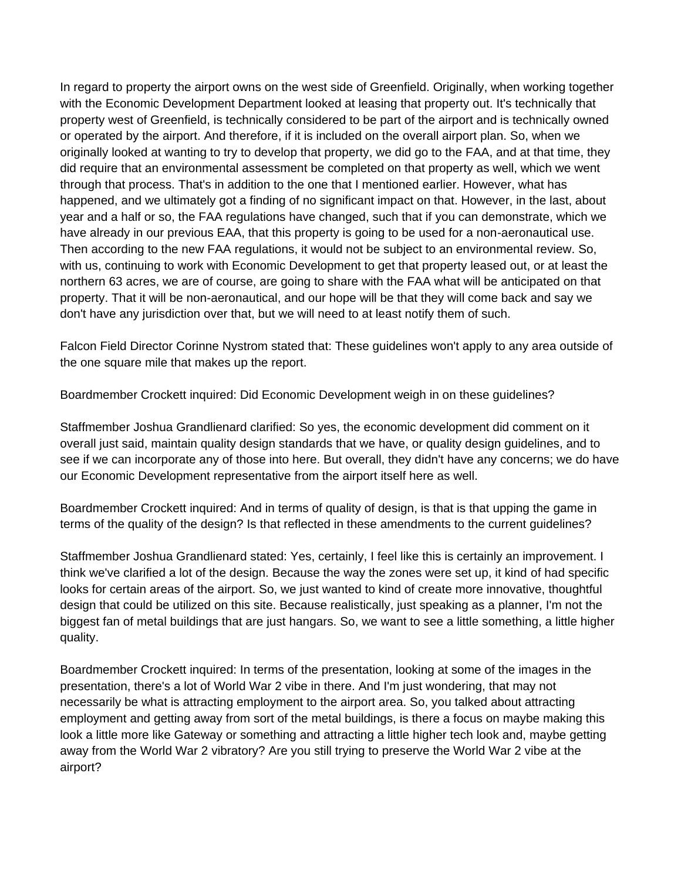In regard to property the airport owns on the west side of Greenfield. Originally, when working together with the Economic Development Department looked at leasing that property out. It's technically that property west of Greenfield, is technically considered to be part of the airport and is technically owned or operated by the airport. And therefore, if it is included on the overall airport plan. So, when we originally looked at wanting to try to develop that property, we did go to the FAA, and at that time, they did require that an environmental assessment be completed on that property as well, which we went through that process. That's in addition to the one that I mentioned earlier. However, what has happened, and we ultimately got a finding of no significant impact on that. However, in the last, about year and a half or so, the FAA regulations have changed, such that if you can demonstrate, which we have already in our previous EAA, that this property is going to be used for a non-aeronautical use. Then according to the new FAA regulations, it would not be subject to an environmental review. So, with us, continuing to work with Economic Development to get that property leased out, or at least the northern 63 acres, we are of course, are going to share with the FAA what will be anticipated on that property. That it will be non-aeronautical, and our hope will be that they will come back and say we don't have any jurisdiction over that, but we will need to at least notify them of such.

Falcon Field Director Corinne Nystrom stated that: These guidelines won't apply to any area outside of the one square mile that makes up the report.

Boardmember Crockett inquired: Did Economic Development weigh in on these guidelines?

Staffmember Joshua Grandlienard clarified: So yes, the economic development did comment on it overall just said, maintain quality design standards that we have, or quality design guidelines, and to see if we can incorporate any of those into here. But overall, they didn't have any concerns; we do have our Economic Development representative from the airport itself here as well.

Boardmember Crockett inquired: And in terms of quality of design, is that is that upping the game in terms of the quality of the design? Is that reflected in these amendments to the current guidelines?

Staffmember Joshua Grandlienard stated: Yes, certainly, I feel like this is certainly an improvement. I think we've clarified a lot of the design. Because the way the zones were set up, it kind of had specific looks for certain areas of the airport. So, we just wanted to kind of create more innovative, thoughtful design that could be utilized on this site. Because realistically, just speaking as a planner, I'm not the biggest fan of metal buildings that are just hangars. So, we want to see a little something, a little higher quality.

Boardmember Crockett inquired: In terms of the presentation, looking at some of the images in the presentation, there's a lot of World War 2 vibe in there. And I'm just wondering, that may not necessarily be what is attracting employment to the airport area. So, you talked about attracting employment and getting away from sort of the metal buildings, is there a focus on maybe making this look a little more like Gateway or something and attracting a little higher tech look and, maybe getting away from the World War 2 vibratory? Are you still trying to preserve the World War 2 vibe at the airport?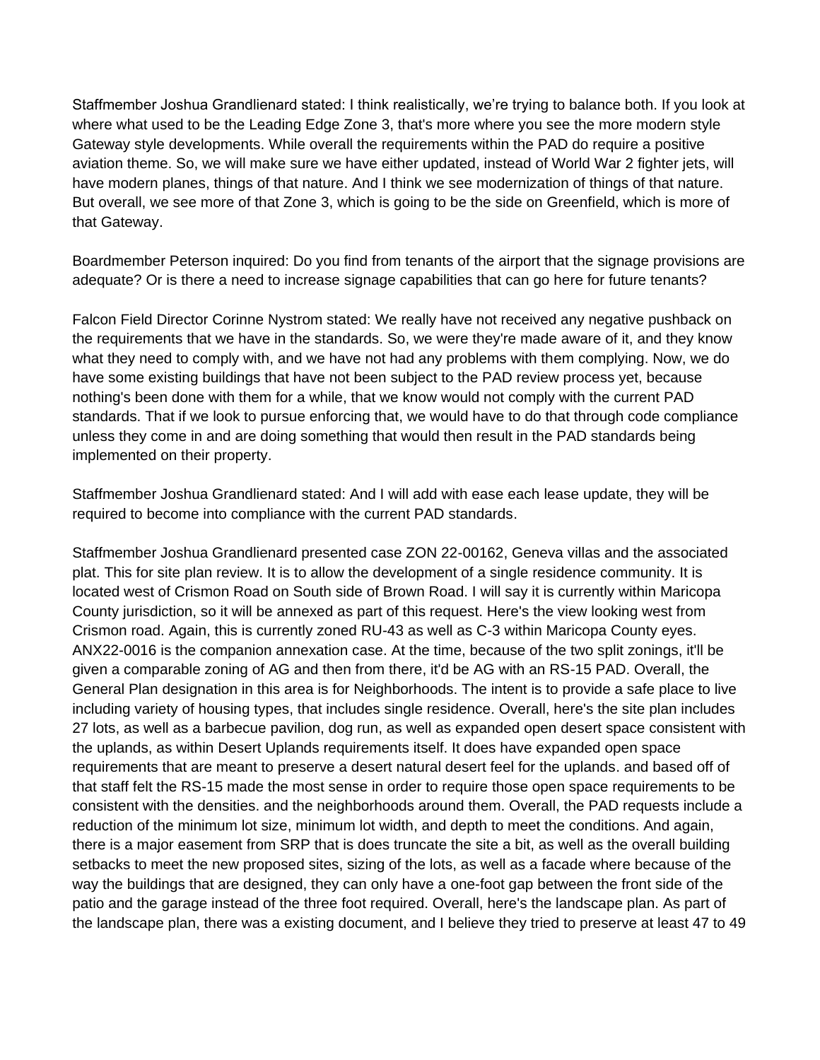Staffmember Joshua Grandlienard stated: I think realistically, we’re trying to balance both. If you look at where what used to be the Leading Edge Zone 3, that's more where you see the more modern style Gateway style developments. While overall the requirements within the PAD do require a positive aviation theme. So, we will make sure we have either updated, instead of World War 2 fighter jets, will have modern planes, things of that nature. And I think we see modernization of things of that nature. But overall, we see more of that Zone 3, which is going to be the side on Greenfield, which is more of that Gateway.

Boardmember Peterson inquired: Do you find from tenants of the airport that the signage provisions are adequate? Or is there a need to increase signage capabilities that can go here for future tenants?

Falcon Field Director Corinne Nystrom stated: We really have not received any negative pushback on the requirements that we have in the standards. So, we were they're made aware of it, and they know what they need to comply with, and we have not had any problems with them complying. Now, we do have some existing buildings that have not been subject to the PAD review process yet, because nothing's been done with them for a while, that we know would not comply with the current PAD standards. That if we look to pursue enforcing that, we would have to do that through code compliance unless they come in and are doing something that would then result in the PAD standards being implemented on their property.

Staffmember Joshua Grandlienard stated: And I will add with ease each lease update, they will be required to become into compliance with the current PAD standards.

Staffmember Joshua Grandlienard presented case ZON 22-00162, Geneva villas and the associated plat. This for site plan review. It is to allow the development of a single residence community. It is located west of Crismon Road on South side of Brown Road. I will say it is currently within Maricopa County jurisdiction, so it will be annexed as part of this request. Here's the view looking west from Crismon road. Again, this is currently zoned RU-43 as well as C-3 within Maricopa County eyes. ANX22-0016 is the companion annexation case. At the time, because of the two split zonings, it'll be given a comparable zoning of AG and then from there, it'd be AG with an RS-15 PAD. Overall, the General Plan designation in this area is for Neighborhoods. The intent is to provide a safe place to live including variety of housing types, that includes single residence. Overall, here's the site plan includes 27 lots, as well as a barbecue pavilion, dog run, as well as expanded open desert space consistent with the uplands, as within Desert Uplands requirements itself. It does have expanded open space requirements that are meant to preserve a desert natural desert feel for the uplands. and based off of that staff felt the RS-15 made the most sense in order to require those open space requirements to be consistent with the densities. and the neighborhoods around them. Overall, the PAD requests include a reduction of the minimum lot size, minimum lot width, and depth to meet the conditions. And again, there is a major easement from SRP that is does truncate the site a bit, as well as the overall building setbacks to meet the new proposed sites, sizing of the lots, as well as a facade where because of the way the buildings that are designed, they can only have a one-foot gap between the front side of the patio and the garage instead of the three foot required. Overall, here's the landscape plan. As part of the landscape plan, there was a existing document, and I believe they tried to preserve at least 47 to 49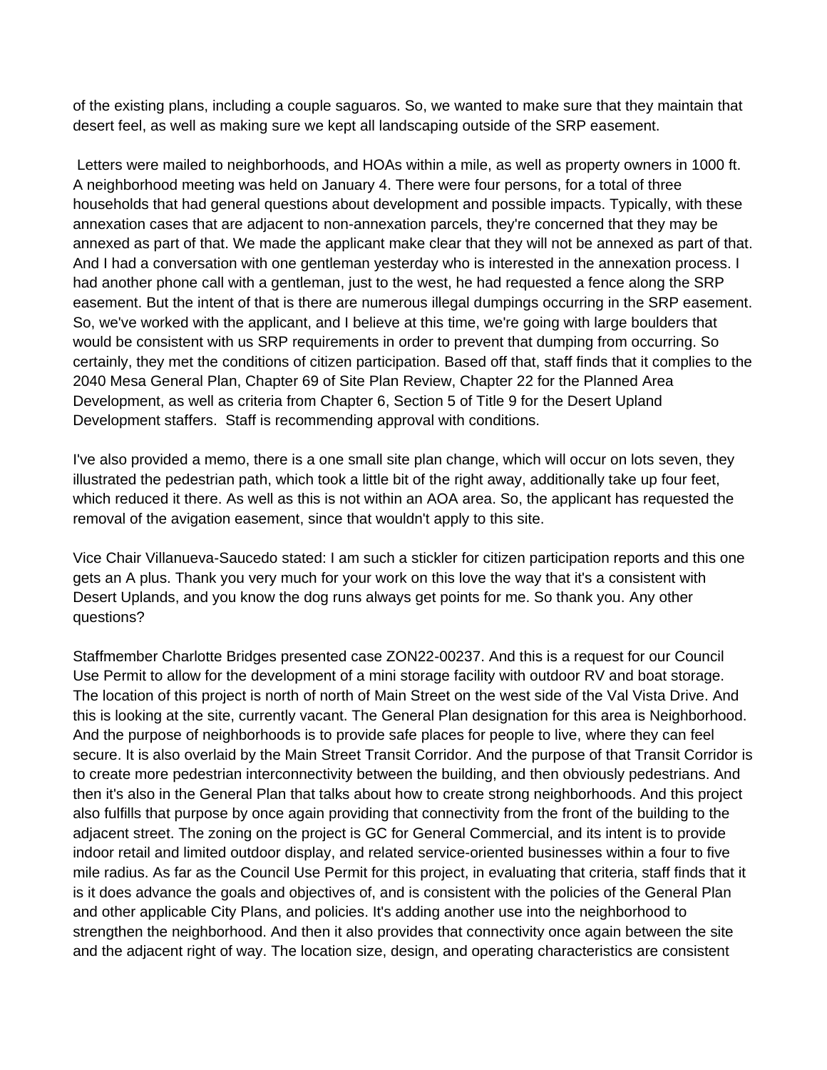of the existing plans, including a couple saguaros. So, we wanted to make sure that they maintain that desert feel, as well as making sure we kept all landscaping outside of the SRP easement.

Letters were mailed to neighborhoods, and HOAs within a mile, as well as property owners in 1000 ft. A neighborhood meeting was held on January 4. There were four persons, for a total of three households that had general questions about development and possible impacts. Typically, with these annexation cases that are adjacent to non-annexation parcels, they're concerned that they may be annexed as part of that. We made the applicant make clear that they will not be annexed as part of that. And I had a conversation with one gentleman yesterday who is interested in the annexation process. I had another phone call with a gentleman, just to the west, he had requested a fence along the SRP easement. But the intent of that is there are numerous illegal dumpings occurring in the SRP easement. So, we've worked with the applicant, and I believe at this time, we're going with large boulders that would be consistent with us SRP requirements in order to prevent that dumping from occurring. So certainly, they met the conditions of citizen participation. Based off that, staff finds that it complies to the 2040 Mesa General Plan, Chapter 69 of Site Plan Review, Chapter 22 for the Planned Area Development, as well as criteria from Chapter 6, Section 5 of Title 9 for the Desert Upland Development staffers. Staff is recommending approval with conditions.

I've also provided a memo, there is a one small site plan change, which will occur on lots seven, they illustrated the pedestrian path, which took a little bit of the right away, additionally take up four feet, which reduced it there. As well as this is not within an AOA area. So, the applicant has requested the removal of the avigation easement, since that wouldn't apply to this site.

Vice Chair Villanueva-Saucedo stated: I am such a stickler for citizen participation reports and this one gets an A plus. Thank you very much for your work on this love the way that it's a consistent with Desert Uplands, and you know the dog runs always get points for me. So thank you. Any other questions?

Staffmember Charlotte Bridges presented case ZON22-00237. And this is a request for our Council Use Permit to allow for the development of a mini storage facility with outdoor RV and boat storage. The location of this project is north of north of Main Street on the west side of the Val Vista Drive. And this is looking at the site, currently vacant. The General Plan designation for this area is Neighborhood. And the purpose of neighborhoods is to provide safe places for people to live, where they can feel secure. It is also overlaid by the Main Street Transit Corridor. And the purpose of that Transit Corridor is to create more pedestrian interconnectivity between the building, and then obviously pedestrians. And then it's also in the General Plan that talks about how to create strong neighborhoods. And this project also fulfills that purpose by once again providing that connectivity from the front of the building to the adjacent street. The zoning on the project is GC for General Commercial, and its intent is to provide indoor retail and limited outdoor display, and related service-oriented businesses within a four to five mile radius. As far as the Council Use Permit for this project, in evaluating that criteria, staff finds that it is it does advance the goals and objectives of, and is consistent with the policies of the General Plan and other applicable City Plans, and policies. It's adding another use into the neighborhood to strengthen the neighborhood. And then it also provides that connectivity once again between the site and the adjacent right of way. The location size, design, and operating characteristics are consistent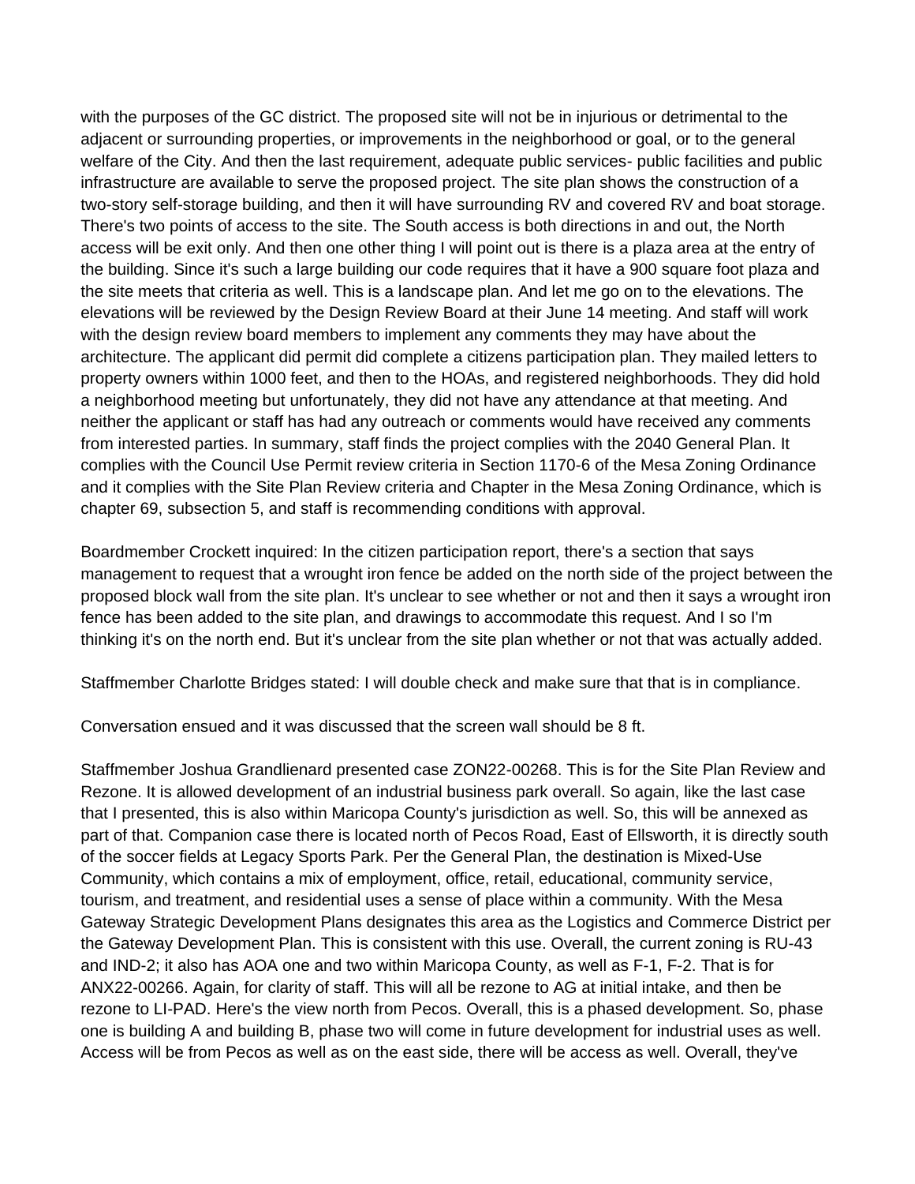with the purposes of the GC district. The proposed site will not be in injurious or detrimental to the adjacent or surrounding properties, or improvements in the neighborhood or goal, or to the general welfare of the City. And then the last requirement, adequate public services- public facilities and public infrastructure are available to serve the proposed project. The site plan shows the construction of a two-story self-storage building, and then it will have surrounding RV and covered RV and boat storage. There's two points of access to the site. The South access is both directions in and out, the North access will be exit only. And then one other thing I will point out is there is a plaza area at the entry of the building. Since it's such a large building our code requires that it have a 900 square foot plaza and the site meets that criteria as well. This is a landscape plan. And let me go on to the elevations. The elevations will be reviewed by the Design Review Board at their June 14 meeting. And staff will work with the design review board members to implement any comments they may have about the architecture. The applicant did permit did complete a citizens participation plan. They mailed letters to property owners within 1000 feet, and then to the HOAs, and registered neighborhoods. They did hold a neighborhood meeting but unfortunately, they did not have any attendance at that meeting. And neither the applicant or staff has had any outreach or comments would have received any comments from interested parties. In summary, staff finds the project complies with the 2040 General Plan. It complies with the Council Use Permit review criteria in Section 1170-6 of the Mesa Zoning Ordinance and it complies with the Site Plan Review criteria and Chapter in the Mesa Zoning Ordinance, which is chapter 69, subsection 5, and staff is recommending conditions with approval.

Boardmember Crockett inquired: In the citizen participation report, there's a section that says management to request that a wrought iron fence be added on the north side of the project between the proposed block wall from the site plan. It's unclear to see whether or not and then it says a wrought iron fence has been added to the site plan, and drawings to accommodate this request. And I so I'm thinking it's on the north end. But it's unclear from the site plan whether or not that was actually added.

Staffmember Charlotte Bridges stated: I will double check and make sure that that is in compliance.

Conversation ensued and it was discussed that the screen wall should be 8 ft.

Staffmember Joshua Grandlienard presented case ZON22-00268. This is for the Site Plan Review and Rezone. It is allowed development of an industrial business park overall. So again, like the last case that I presented, this is also within Maricopa County's jurisdiction as well. So, this will be annexed as part of that. Companion case there is located north of Pecos Road, East of Ellsworth, it is directly south of the soccer fields at Legacy Sports Park. Per the General Plan, the destination is Mixed-Use Community, which contains a mix of employment, office, retail, educational, community service, tourism, and treatment, and residential uses a sense of place within a community. With the Mesa Gateway Strategic Development Plans designates this area as the Logistics and Commerce District per the Gateway Development Plan. This is consistent with this use. Overall, the current zoning is RU-43 and IND-2; it also has AOA one and two within Maricopa County, as well as F-1, F-2. That is for ANX22-00266. Again, for clarity of staff. This will all be rezone to AG at initial intake, and then be rezone to LI-PAD. Here's the view north from Pecos. Overall, this is a phased development. So, phase one is building A and building B, phase two will come in future development for industrial uses as well. Access will be from Pecos as well as on the east side, there will be access as well. Overall, they've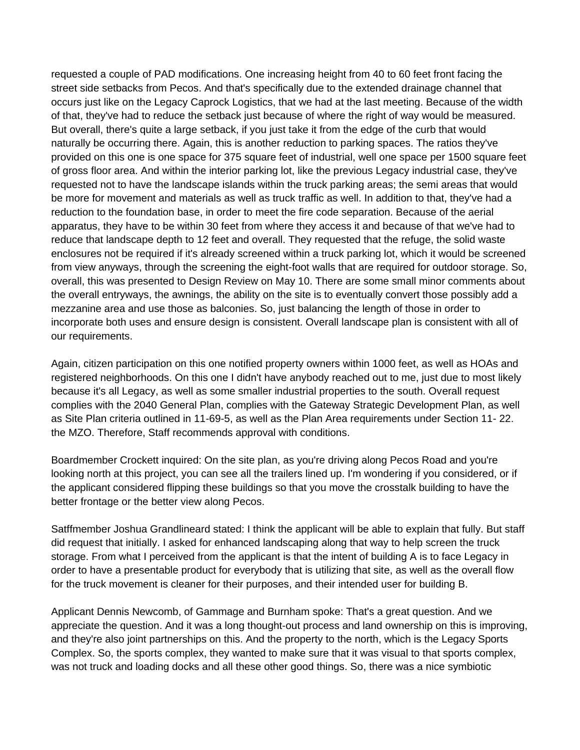requested a couple of PAD modifications. One increasing height from 40 to 60 feet front facing the street side setbacks from Pecos. And that's specifically due to the extended drainage channel that occurs just like on the Legacy Caprock Logistics, that we had at the last meeting. Because of the width of that, they've had to reduce the setback just because of where the right of way would be measured. But overall, there's quite a large setback, if you just take it from the edge of the curb that would naturally be occurring there. Again, this is another reduction to parking spaces. The ratios they've provided on this one is one space for 375 square feet of industrial, well one space per 1500 square feet of gross floor area. And within the interior parking lot, like the previous Legacy industrial case, they've requested not to have the landscape islands within the truck parking areas; the semi areas that would be more for movement and materials as well as truck traffic as well. In addition to that, they've had a reduction to the foundation base, in order to meet the fire code separation. Because of the aerial apparatus, they have to be within 30 feet from where they access it and because of that we've had to reduce that landscape depth to 12 feet and overall. They requested that the refuge, the solid waste enclosures not be required if it's already screened within a truck parking lot, which it would be screened from view anyways, through the screening the eight-foot walls that are required for outdoor storage. So, overall, this was presented to Design Review on May 10. There are some small minor comments about the overall entryways, the awnings, the ability on the site is to eventually convert those possibly add a mezzanine area and use those as balconies. So, just balancing the length of those in order to incorporate both uses and ensure design is consistent. Overall landscape plan is consistent with all of our requirements.

Again, citizen participation on this one notified property owners within 1000 feet, as well as HOAs and registered neighborhoods. On this one I didn't have anybody reached out to me, just due to most likely because it's all Legacy, as well as some smaller industrial properties to the south. Overall request complies with the 2040 General Plan, complies with the Gateway Strategic Development Plan, as well as Site Plan criteria outlined in 11-69-5, as well as the Plan Area requirements under Section 11- 22. the MZO. Therefore, Staff recommends approval with conditions.

Boardmember Crockett inquired: On the site plan, as you're driving along Pecos Road and you're looking north at this project, you can see all the trailers lined up. I'm wondering if you considered, or if the applicant considered flipping these buildings so that you move the crosstalk building to have the better frontage or the better view along Pecos.

Satffmember Joshua Grandlineard stated: I think the applicant will be able to explain that fully. But staff did request that initially. I asked for enhanced landscaping along that way to help screen the truck storage. From what I perceived from the applicant is that the intent of building A is to face Legacy in order to have a presentable product for everybody that is utilizing that site, as well as the overall flow for the truck movement is cleaner for their purposes, and their intended user for building B.

Applicant Dennis Newcomb, of Gammage and Burnham spoke: That's a great question. And we appreciate the question. And it was a long thought-out process and land ownership on this is improving, and they're also joint partnerships on this. And the property to the north, which is the Legacy Sports Complex. So, the sports complex, they wanted to make sure that it was visual to that sports complex, was not truck and loading docks and all these other good things. So, there was a nice symbiotic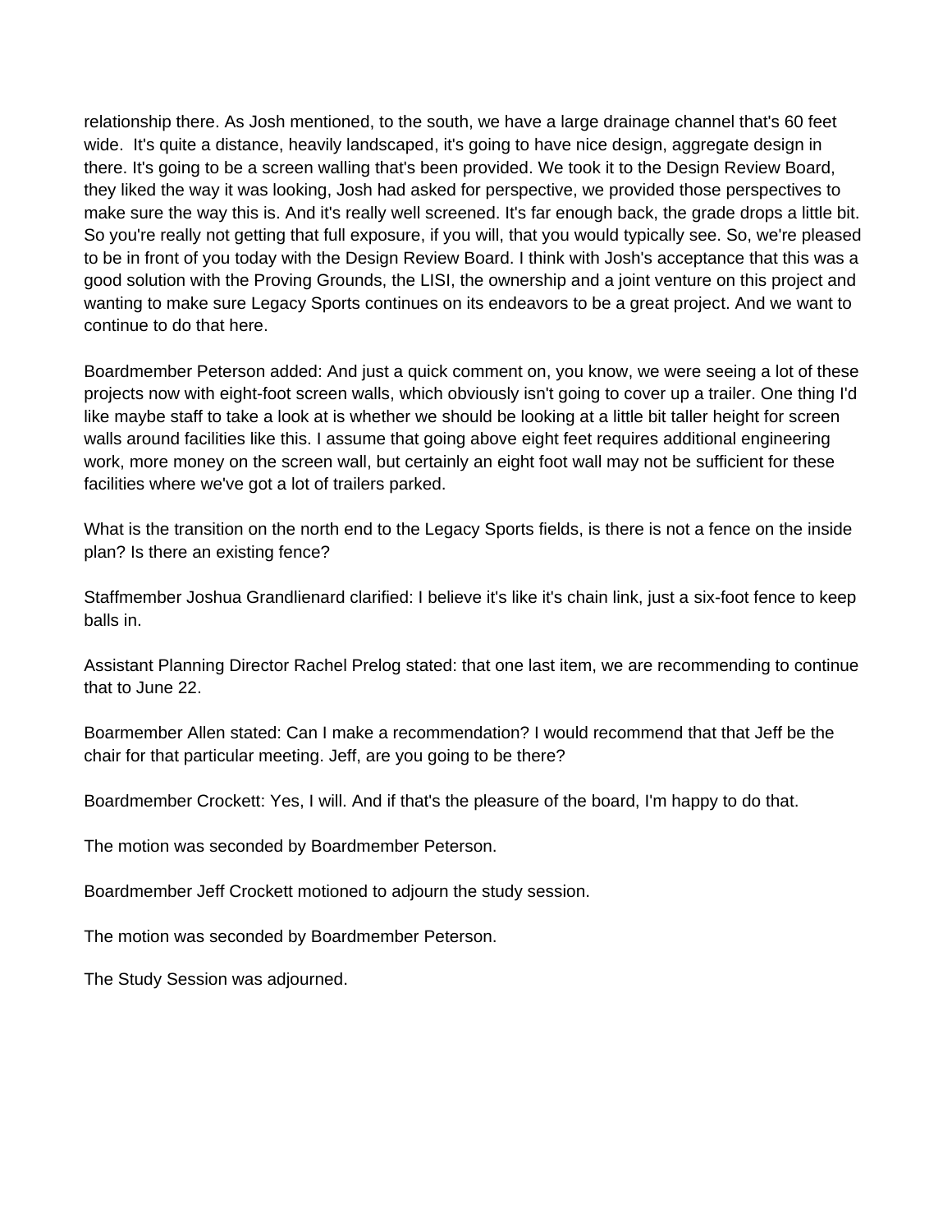relationship there. As Josh mentioned, to the south, we have a large drainage channel that's 60 feet wide.  It's quite a distance, heavily landscaped, it's going to have nice design, aggregate design in there. It's going to be a screen walling that's been provided. We took it to the Design Review Board, they liked the way it was looking, Josh had asked for perspective, we provided those perspectives to make sure the way this is. And it's really well screened. It's far enough back, the grade drops a little bit. So you're really not getting that full exposure, if you will, that you would typically see. So, we're pleased to be in front of you today with the Design Review Board. I think with Josh's acceptance that this was a good solution with the Proving Grounds, the LISI, the ownership and a joint venture on this project and wanting to make sure Legacy Sports continues on its endeavors to be a great project. And we want to continue to do that here.

Boardmember Peterson added: And just a quick comment on, you know, we were seeing a lot of these projects now with eight-foot screen walls, which obviously isn't going to cover up a trailer. One thing I'd like maybe staff to take a look at is whether we should be looking at a little bit taller height for screen walls around facilities like this. I assume that going above eight feet requires additional engineering work, more money on the screen wall, but certainly an eight foot wall may not be sufficient for these facilities where we've got a lot of trailers parked.

What is the transition on the north end to the Legacy Sports fields, is there is not a fence on the inside plan? Is there an existing fence?

Staffmember Joshua Grandlienard clarified: I believe it's like it's chain link, just a six-foot fence to keep balls in.

Assistant Planning Director Rachel Prelog stated: that one last item, we are recommending to continue that to June 22.

Boarmember Allen stated: Can I make a recommendation? I would recommend that that Jeff be the chair for that particular meeting. Jeff, are you going to be there?

Boardmember Crockett: Yes, I will. And if that's the pleasure of the board, I'm happy to do that.

The motion was seconded by Boardmember Peterson.

Boardmember Jeff Crockett motioned to adjourn the study session.

The motion was seconded by Boardmember Peterson.

The Study Session was adjourned.